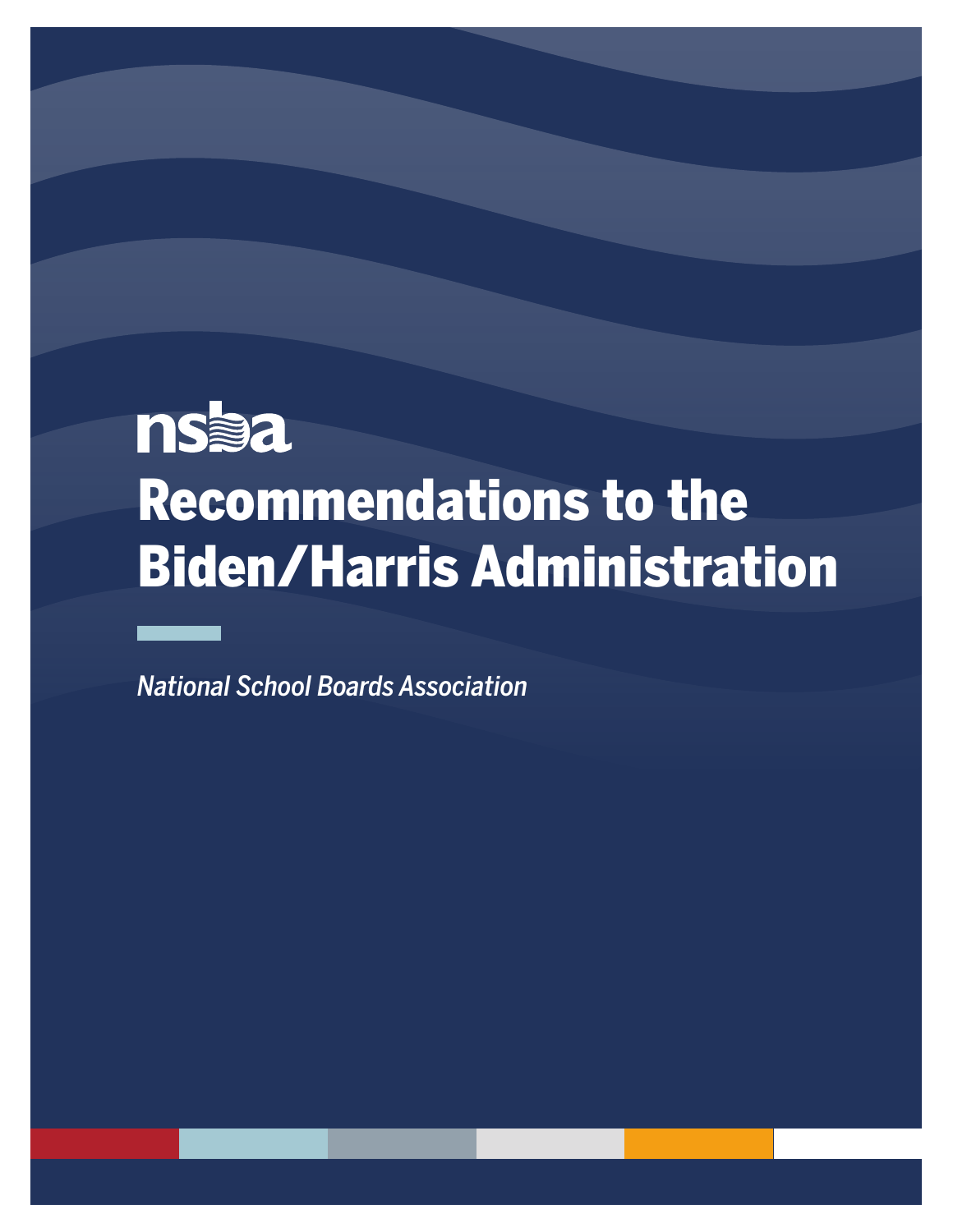nsba

# Recommendations to the Biden/Harris Administration

*National School Boards Association*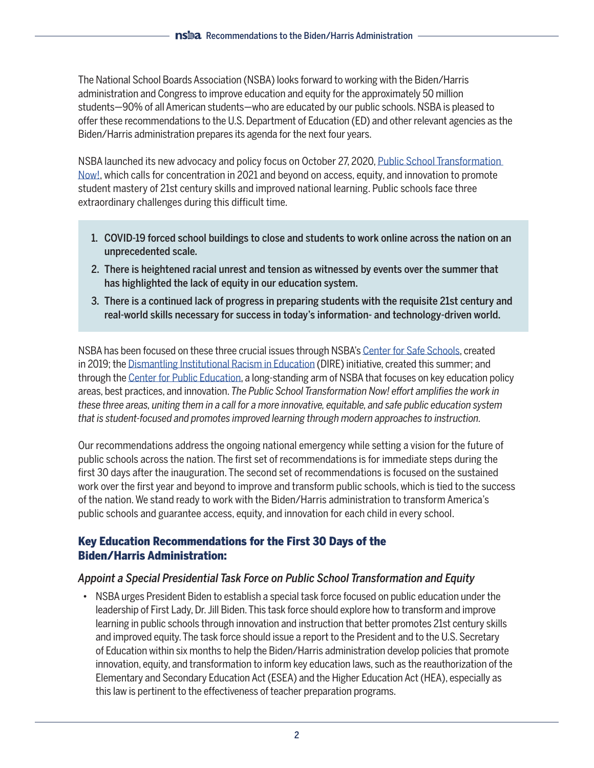The National School Boards Association (NSBA) looks forward to working with the Biden/Harris administration and Congress to improve education and equity for the approximately 50 million students—90% of all American students—who are educated by our public schools. NSBA is pleased to offer these recommendations to the U.S. Department of Education (ED) and other relevant agencies as the Biden/Harris administration prepares its agenda for the next four years.

NSBA launched its new advocacy and policy focus on October 27, 2020, [Public School Transformation Now!](), which calls for concentration in 2021 and beyond on access, equity, and innovation to promote student mastery of 21st century skills and improved national learning. Public schools face three extraordinary challenges during this difficult time.

1. **COVID-19 forced school buildings to close and students to work online across the nation on an unprecedented scale.**
2. **There is heightened racial unrest and tension as witnessed by events over the summer that has highlighted the lack of equity in our education system.**
3. **There is a continued lack of progress in preparing students with the requisite 21st century and real-world skills necessary for success in today's information- and technology-driven world.**

NSBA has been focused on these three crucial issues through NSBA's [Center for Safe Schools](), created in 2019; the [Dismantling Institutional Racism in Education]() (DIRE) initiative, created this summer; and through the [Center for Public Education](), a long-standing arm of NSBA that focuses on key education policy areas, best practices, and innovation. *The Public School Transformation Now! effort amplifies the work in these three areas, uniting them in a call for a more innovative, equitable, and safe public education system that is student-focused and promotes improved learning through modern approaches to instruction.*

Our recommendations address the ongoing national emergency while setting a vision for the future of public schools across the nation. The first set of recommendations is for immediate steps during the first 30 days after the inauguration. The second set of recommendations is focused on the sustained work over the first year and beyond to improve and transform public schools, which is tied to the success of the nation. We stand ready to work with the Biden/Harris administration to transform America's public schools and guarantee access, equity, and innovation for each child in every school.

## Key Education Recommendations for the First 30 Days of the Biden/Harris Administration:

### *Appoint a Special Presidential Task Force on Public School Transformation and Equity*

- NSBA urges President Biden to establish a special task force focused on public education under the leadership of First Lady, Dr. Jill Biden. This task force should explore how to transform and improve learning in public schools through innovation and instruction that better promotes 21st century skills and improved equity. The task force should issue a report to the President and to the U.S. Secretary of Education within six months to help the Biden/Harris administration develop policies that promote innovation, equity, and transformation to inform key education laws, such as the reauthorization of the Elementary and Secondary Education Act (ESEA) and the Higher Education Act (HEA), especially as this law is pertinent to the effectiveness of teacher preparation programs.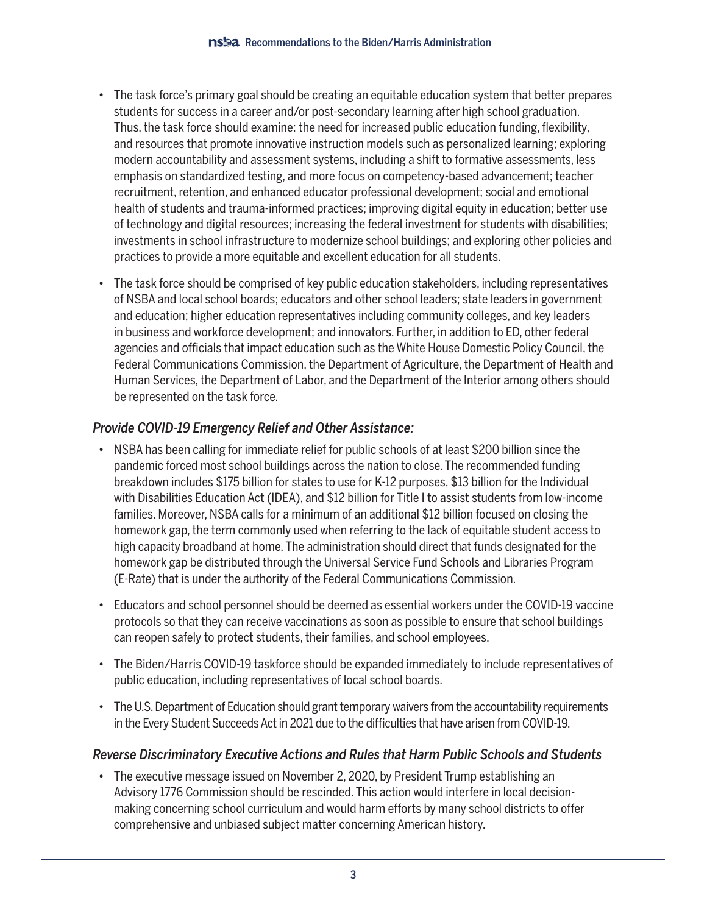- The task force's primary goal should be creating an equitable education system that better prepares students for success in a career and/or post-secondary learning after high school graduation. Thus, the task force should examine: the need for increased public education funding, flexibility, and resources that promote innovative instruction models such as personalized learning; exploring modern accountability and assessment systems, including a shift to formative assessments, less emphasis on standardized testing, and more focus on competency-based advancement; teacher recruitment, retention, and enhanced educator professional development; social and emotional health of students and trauma-informed practices; improving digital equity in education; better use of technology and digital resources; increasing the federal investment for students with disabilities; investments in school infrastructure to modernize school buildings; and exploring other policies and practices to provide a more equitable and excellent education for all students.
- The task force should be comprised of key public education stakeholders, including representatives of NSBA and local school boards; educators and other school leaders; state leaders in government and education; higher education representatives including community colleges, and key leaders in business and workforce development; and innovators. Further, in addition to ED, other federal agencies and officials that impact education such as the White House Domestic Policy Council, the Federal Communications Commission, the Department of Agriculture, the Department of Health and Human Services, the Department of Labor, and the Department of the Interior among others should be represented on the task force.

### *Provide COVID-19 Emergency Relief and Other Assistance:*

- NSBA has been calling for immediate relief for public schools of at least $200 billion since the pandemic forced most school buildings across the nation to close. The recommended funding breakdown includes $175 billion for states to use for K-12 purposes, $13 billion for the Individual with Disabilities Education Act (IDEA), and $12 billion for Title I to assist students from low-income families. Moreover, NSBA calls for a minimum of an additional $12 billion focused on closing the homework gap, the term commonly used when referring to the lack of equitable student access to high capacity broadband at home. The administration should direct that funds designated for the homework gap be distributed through the Universal Service Fund Schools and Libraries Program (E-Rate) that is under the authority of the Federal Communications Commission.
- Educators and school personnel should be deemed as essential workers under the COVID-19 vaccine protocols so that they can receive vaccinations as soon as possible to ensure that school buildings can reopen safely to protect students, their families, and school employees.
- The Biden/Harris COVID-19 taskforce should be expanded immediately to include representatives of public education, including representatives of local school boards.
- The U.S. Department of Education should grant temporary waivers from the accountability requirements in the Every Student Succeeds Act in 2021 due to the difficulties that have arisen from COVID-19.

### *Reverse Discriminatory Executive Actions and Rules that Harm Public Schools and Students*

- The executive message issued on November 2, 2020, by President Trump establishing an Advisory 1776 Commission should be rescinded. This action would interfere in local decision-making concerning school curriculum and would harm efforts by many school districts to offer comprehensive and unbiased subject matter concerning American history.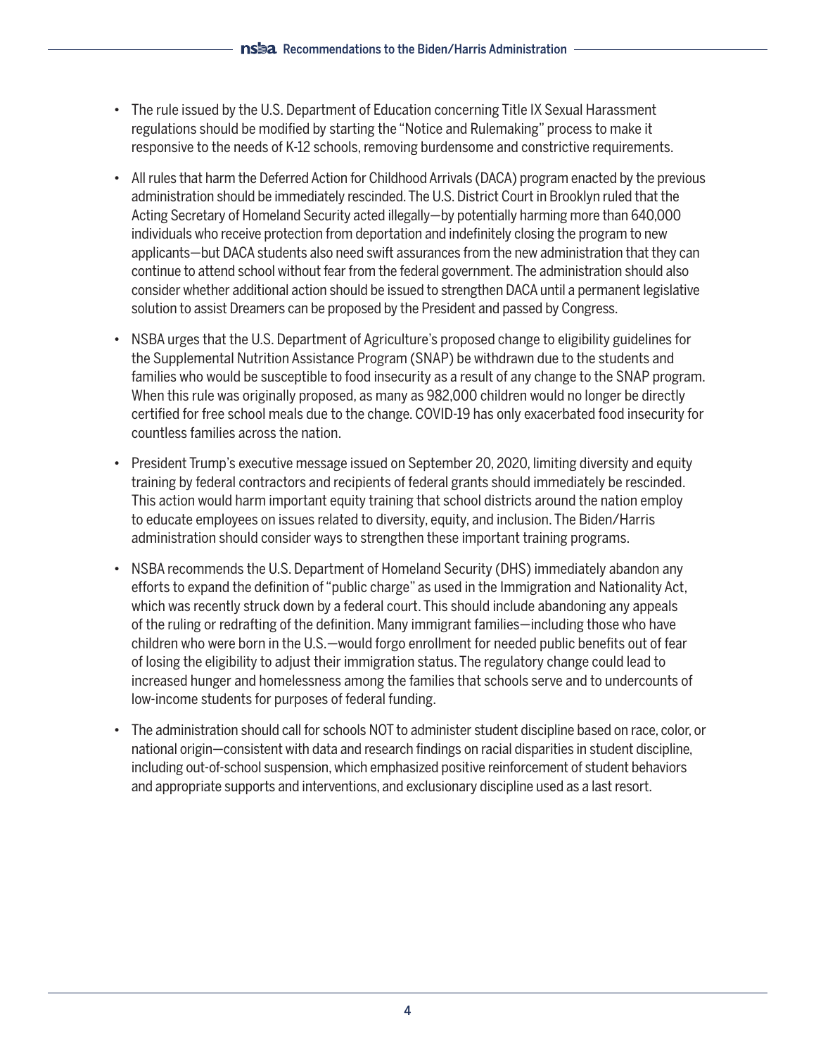- The rule issued by the U.S. Department of Education concerning Title IX Sexual Harassment regulations should be modified by starting the "Notice and Rulemaking" process to make it responsive to the needs of K-12 schools, removing burdensome and constrictive requirements.
- All rules that harm the Deferred Action for Childhood Arrivals (DACA) program enacted by the previous administration should be immediately rescinded. The U.S. District Court in Brooklyn ruled that the Acting Secretary of Homeland Security acted illegally—by potentially harming more than 640,000 individuals who receive protection from deportation and indefinitely closing the program to new applicants—but DACA students also need swift assurances from the new administration that they can continue to attend school without fear from the federal government. The administration should also consider whether additional action should be issued to strengthen DACA until a permanent legislative solution to assist Dreamers can be proposed by the President and passed by Congress.
- NSBA urges that the U.S. Department of Agriculture's proposed change to eligibility guidelines for the Supplemental Nutrition Assistance Program (SNAP) be withdrawn due to the students and families who would be susceptible to food insecurity as a result of any change to the SNAP program. When this rule was originally proposed, as many as 982,000 children would no longer be directly certified for free school meals due to the change. COVID-19 has only exacerbated food insecurity for countless families across the nation.
- President Trump's executive message issued on September 20, 2020, limiting diversity and equity training by federal contractors and recipients of federal grants should immediately be rescinded. This action would harm important equity training that school districts around the nation employ to educate employees on issues related to diversity, equity, and inclusion. The Biden/Harris administration should consider ways to strengthen these important training programs.
- NSBA recommends the U.S. Department of Homeland Security (DHS) immediately abandon any efforts to expand the definition of "public charge" as used in the Immigration and Nationality Act, which was recently struck down by a federal court. This should include abandoning any appeals of the ruling or redrafting of the definition. Many immigrant families—including those who have children who were born in the U.S.—would forgo enrollment for needed public benefits out of fear of losing the eligibility to adjust their immigration status. The regulatory change could lead to increased hunger and homelessness among the families that schools serve and to undercounts of low-income students for purposes of federal funding.
- The administration should call for schools NOT to administer student discipline based on race, color, or national origin—consistent with data and research findings on racial disparities in student discipline, including out-of-school suspension, which emphasized positive reinforcement of student behaviors and appropriate supports and interventions, and exclusionary discipline used as a last resort.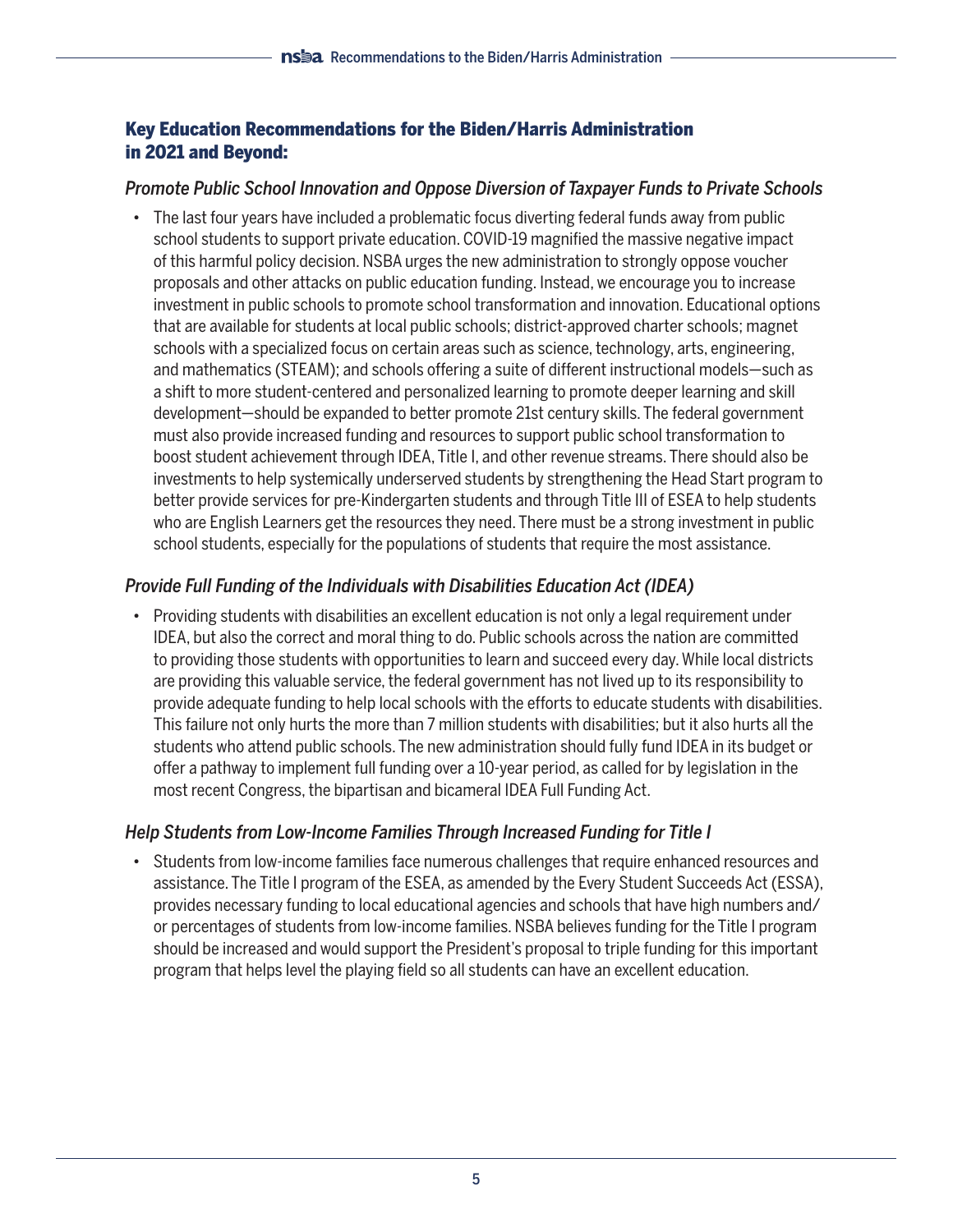## Key Education Recommendations for the Biden/Harris Administration in 2021 and Beyond:

### *Promote Public School Innovation and Oppose Diversion of Taxpayer Funds to Private Schools*

- The last four years have included a problematic focus diverting federal funds away from public school students to support private education. COVID-19 magnified the massive negative impact of this harmful policy decision. NSBA urges the new administration to strongly oppose voucher proposals and other attacks on public education funding. Instead, we encourage you to increase investment in public schools to promote school transformation and innovation. Educational options that are available for students at local public schools; district-approved charter schools; magnet schools with a specialized focus on certain areas such as science, technology, arts, engineering, and mathematics (STEAM); and schools offering a suite of different instructional models—such as a shift to more student-centered and personalized learning to promote deeper learning and skill development—should be expanded to better promote 21st century skills. The federal government must also provide increased funding and resources to support public school transformation to boost student achievement through IDEA, Title I, and other revenue streams. There should also be investments to help systemically underserved students by strengthening the Head Start program to better provide services for pre-Kindergarten students and through Title III of ESEA to help students who are English Learners get the resources they need. There must be a strong investment in public school students, especially for the populations of students that require the most assistance.

### *Provide Full Funding of the Individuals with Disabilities Education Act (IDEA)*

- Providing students with disabilities an excellent education is not only a legal requirement under IDEA, but also the correct and moral thing to do. Public schools across the nation are committed to providing those students with opportunities to learn and succeed every day. While local districts are providing this valuable service, the federal government has not lived up to its responsibility to provide adequate funding to help local schools with the efforts to educate students with disabilities. This failure not only hurts the more than 7 million students with disabilities; but it also hurts all the students who attend public schools. The new administration should fully fund IDEA in its budget or offer a pathway to implement full funding over a 10-year period, as called for by legislation in the most recent Congress, the bipartisan and bicameral IDEA Full Funding Act.

### *Help Students from Low-Income Families Through Increased Funding for Title I*

- Students from low-income families face numerous challenges that require enhanced resources and assistance. The Title I program of the ESEA, as amended by the Every Student Succeeds Act (ESSA), provides necessary funding to local educational agencies and schools that have high numbers and/or percentages of students from low-income families. NSBA believes funding for the Title I program should be increased and would support the President's proposal to triple funding for this important program that helps level the playing field so all students can have an excellent education.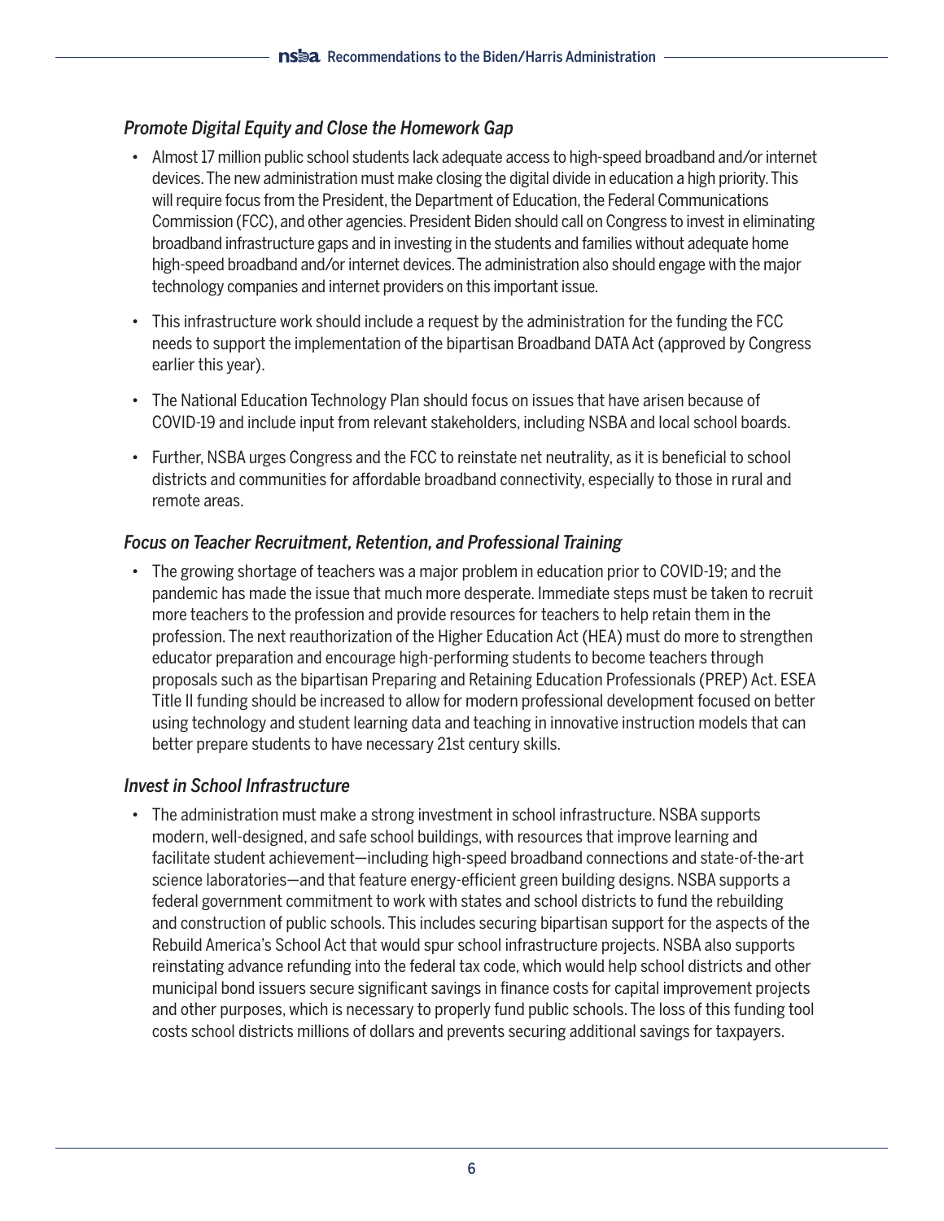### *Promote Digital Equity and Close the Homework Gap*

- Almost 17 million public school students lack adequate access to high-speed broadband and/or internet devices. The new administration must make closing the digital divide in education a high priority. This will require focus from the President, the Department of Education, the Federal Communications Commission (FCC), and other agencies. President Biden should call on Congress to invest in eliminating broadband infrastructure gaps and in investing in the students and families without adequate home high-speed broadband and/or internet devices. The administration also should engage with the major technology companies and internet providers on this important issue.
- This infrastructure work should include a request by the administration for the funding the FCC needs to support the implementation of the bipartisan Broadband DATA Act (approved by Congress earlier this year).
- The National Education Technology Plan should focus on issues that have arisen because of COVID-19 and include input from relevant stakeholders, including NSBA and local school boards.
- Further, NSBA urges Congress and the FCC to reinstate net neutrality, as it is beneficial to school districts and communities for affordable broadband connectivity, especially to those in rural and remote areas.

### *Focus on Teacher Recruitment, Retention, and Professional Training*

- The growing shortage of teachers was a major problem in education prior to COVID-19; and the pandemic has made the issue that much more desperate. Immediate steps must be taken to recruit more teachers to the profession and provide resources for teachers to help retain them in the profession. The next reauthorization of the Higher Education Act (HEA) must do more to strengthen educator preparation and encourage high-performing students to become teachers through proposals such as the bipartisan Preparing and Retaining Education Professionals (PREP) Act. ESEA Title II funding should be increased to allow for modern professional development focused on better using technology and student learning data and teaching in innovative instruction models that can better prepare students to have necessary 21st century skills.

### *Invest in School Infrastructure*

- The administration must make a strong investment in school infrastructure. NSBA supports modern, well-designed, and safe school buildings, with resources that improve learning and facilitate student achievement—including high-speed broadband connections and state-of-the-art science laboratories—and that feature energy-efficient green building designs. NSBA supports a federal government commitment to work with states and school districts to fund the rebuilding and construction of public schools. This includes securing bipartisan support for the aspects of the Rebuild America's School Act that would spur school infrastructure projects. NSBA also supports reinstating advance refunding into the federal tax code, which would help school districts and other municipal bond issuers secure significant savings in finance costs for capital improvement projects and other purposes, which is necessary to properly fund public schools. The loss of this funding tool costs school districts millions of dollars and prevents securing additional savings for taxpayers.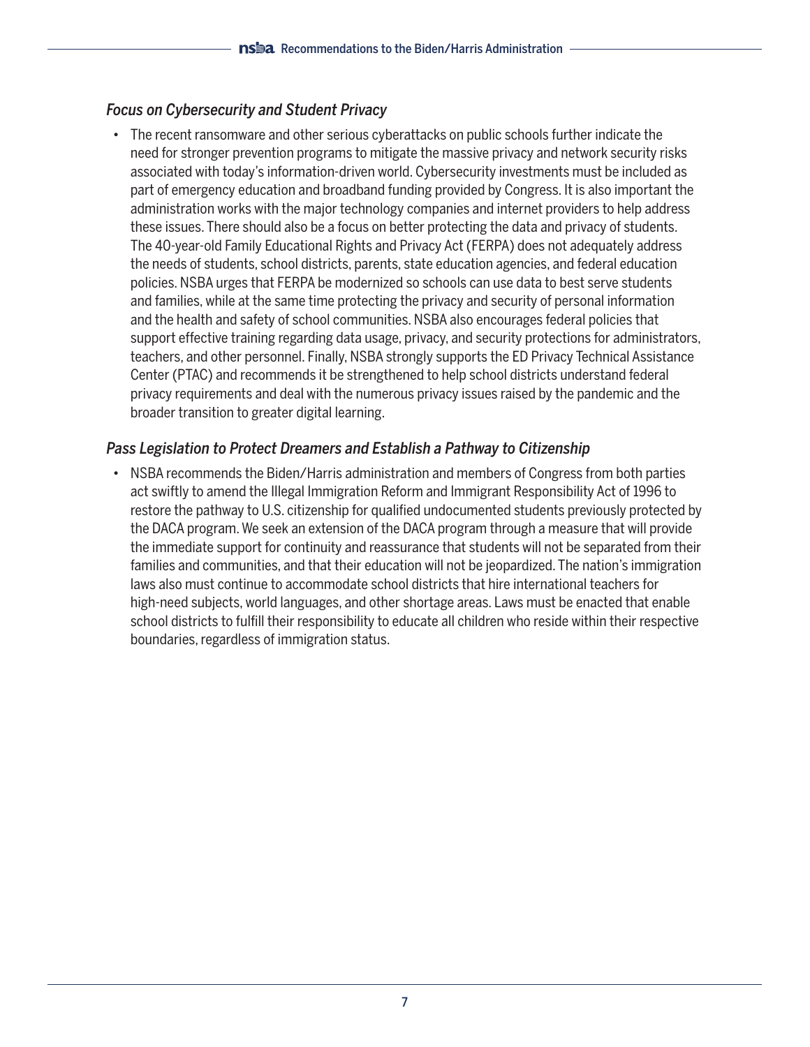### *Focus on Cybersecurity and Student Privacy*

- The recent ransomware and other serious cyberattacks on public schools further indicate the need for stronger prevention programs to mitigate the massive privacy and network security risks associated with today's information-driven world. Cybersecurity investments must be included as part of emergency education and broadband funding provided by Congress. It is also important the administration works with the major technology companies and internet providers to help address these issues. There should also be a focus on better protecting the data and privacy of students. The 40-year-old Family Educational Rights and Privacy Act (FERPA) does not adequately address the needs of students, school districts, parents, state education agencies, and federal education policies. NSBA urges that FERPA be modernized so schools can use data to best serve students and families, while at the same time protecting the privacy and security of personal information and the health and safety of school communities. NSBA also encourages federal policies that support effective training regarding data usage, privacy, and security protections for administrators, teachers, and other personnel. Finally, NSBA strongly supports the ED Privacy Technical Assistance Center (PTAC) and recommends it be strengthened to help school districts understand federal privacy requirements and deal with the numerous privacy issues raised by the pandemic and the broader transition to greater digital learning.

### *Pass Legislation to Protect Dreamers and Establish a Pathway to Citizenship*

- NSBA recommends the Biden/Harris administration and members of Congress from both parties act swiftly to amend the Illegal Immigration Reform and Immigrant Responsibility Act of 1996 to restore the pathway to U.S. citizenship for qualified undocumented students previously protected by the DACA program. We seek an extension of the DACA program through a measure that will provide the immediate support for continuity and reassurance that students will not be separated from their families and communities, and that their education will not be jeopardized. The nation's immigration laws also must continue to accommodate school districts that hire international teachers for high-need subjects, world languages, and other shortage areas. Laws must be enacted that enable school districts to fulfill their responsibility to educate all children who reside within their respective boundaries, regardless of immigration status.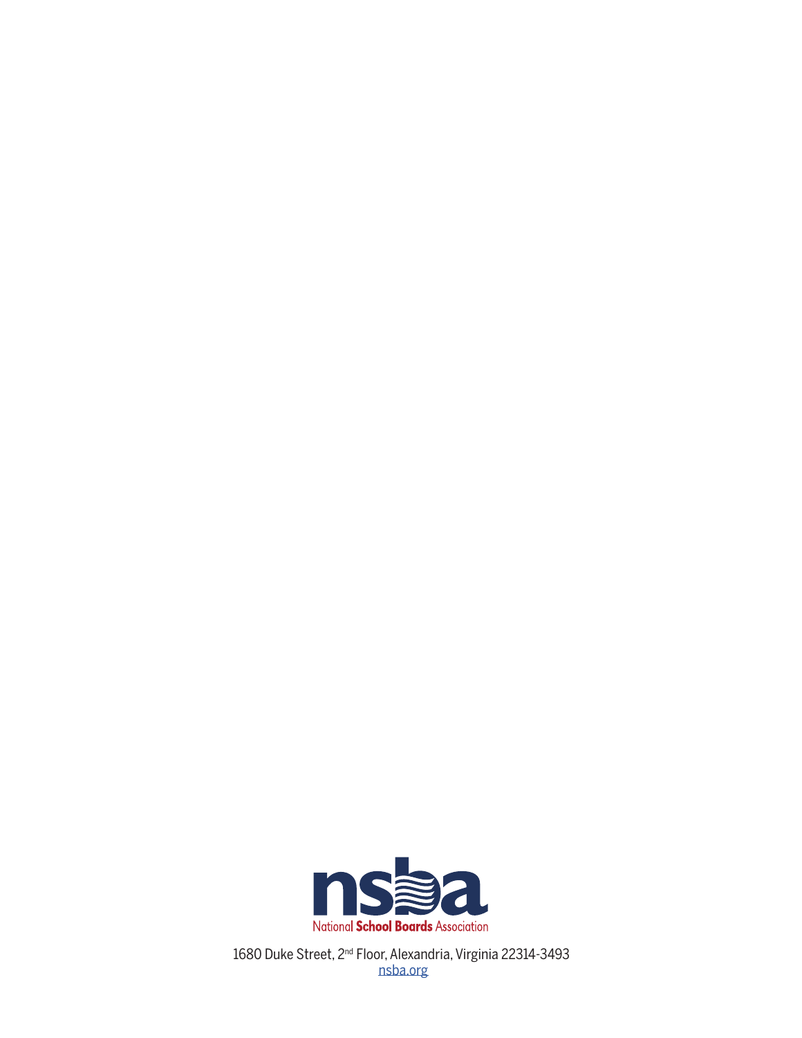nsba

National School Boards Association

1680 Duke Street, 2nd Floor, Alexandria, Virginia 22314-3493
nsba.org